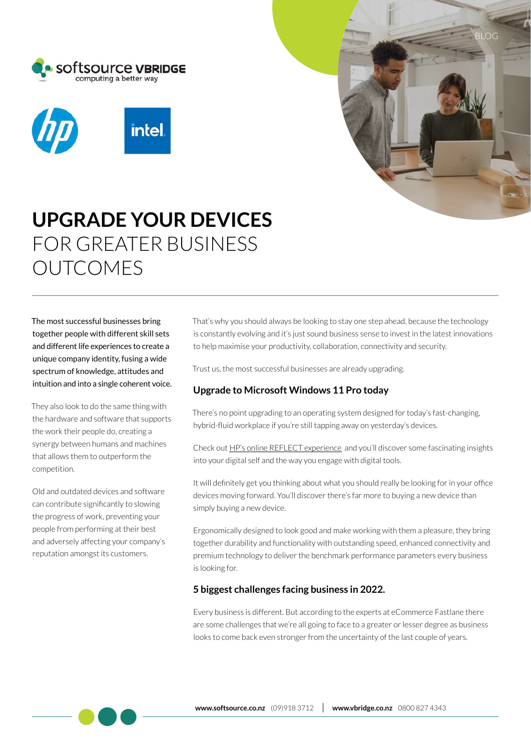# UPGRADE YOUR DEVICES FOR GREATER BUSINESS OUTCOMES

The most successful businesses bring together people with different skill sets and different life experiences to create a unique company identity, fusing a wide spectrum of knowledge, attitudes and intuition and into a single coherent voice.

They also look to do the same thing with the hardware and software that supports the work their people do, creating a synergy between humans and machines that allows them to outperform the competition.

Old and outdated devices and software can contribute significantly to slowing the progress of work, preventing your people from performing at their best and adversely affecting your company's reputation amongst its customers.

That's why you should always be looking to stay one step ahead, because the technology is constantly evolving and it's just sound business sense to invest in the latest innovations to help maximise your productivity, collaboration, connectivity and security.

Trust us, the most successful businesses are already upgrading.

### Upgrade to Microsoft Windows 11 Pro today

There's no point upgrading to an operating system designed for today's fast-changing, hybrid-fluid workplace if you're still tapping away on yesterday's devices.

Check out HP's online REFLECT experience and you'll discover some fascinating insights into your digital self and the way you engage with digital tools.

It will definitely get you thinking about what you should really be looking for in your office devices moving forward. You'll discover there's far more to buying a new device than simply buying a new device.

Ergonomically designed to look good and make working with them a pleasure, they bring together durability and functionality with outstanding speed, enhanced connectivity and premium technology to deliver the benchmark performance parameters every business is looking for.

### 5 biggest challenges facing business in 2022.

Every business is different. But according to the experts at eCommerce Fastlane there are some challenges that we're all going to face to a greater or lesser degree as business looks to come back even stronger from the uncertainty of the last couple of years.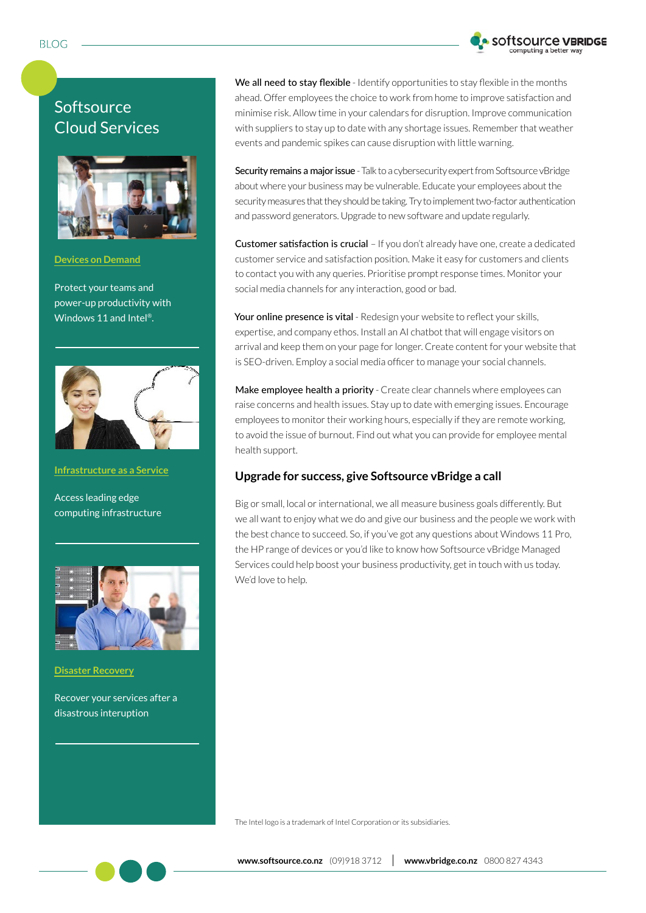## Softsource Cloud Services

**Devices on Demand**

Protect your teams and power-up productivity with Windows 11 and Intel®.

**Infrastructure as a Service**

Access leading edge computing infrastructure

**Disaster Recovery**

Recover your services after a disastrous interuption

**We all need to stay flexible** - Identify opportunities to stay flexible in the months ahead. Offer employees the choice to work from home to improve satisfaction and minimise risk. Allow time in your calendars for disruption. Improve communication with suppliers to stay up to date with any shortage issues. Remember that weather events and pandemic spikes can cause disruption with little warning.

**Security remains a major issue** - Talk to a cybersecurity expert from Softsource vBridge about where your business may be vulnerable. Educate your employees about the security measures that they should be taking. Try to implement two-factor authentication and password generators. Upgrade to new software and update regularly.

**Customer satisfaction is crucial** – If you don't already have one, create a dedicated customer service and satisfaction position. Make it easy for customers and clients to contact you with any queries. Prioritise prompt response times. Monitor your social media channels for any interaction, good or bad.

**Your online presence is vital** - Redesign your website to reflect your skills, expertise, and company ethos. Install an AI chatbot that will engage visitors on arrival and keep them on your page for longer. Create content for your website that is SEO-driven. Employ a social media officer to manage your social channels.

**Make employee health a priority** - Create clear channels where employees can raise concerns and health issues. Stay up to date with emerging issues. Encourage employees to monitor their working hours, especially if they are remote working, to avoid the issue of burnout. Find out what you can provide for employee mental health support.

## Upgrade for success, give Softsource vBridge a call

Big or small, local or international, we all measure business goals differently. But we all want to enjoy what we do and give our business and the people we work with the best chance to succeed. So, if you've got any questions about Windows 11 Pro, the HP range of devices or you'd like to know how Softsource vBridge Managed Services could help boost your business productivity, get in touch with us today. We'd love to help.

The Intel logo is a trademark of Intel Corporation or its subsidiaries.

**www.softsource.co.nz** (09)918 3712 | **www.vbridge.co.nz** 0800 827 4343